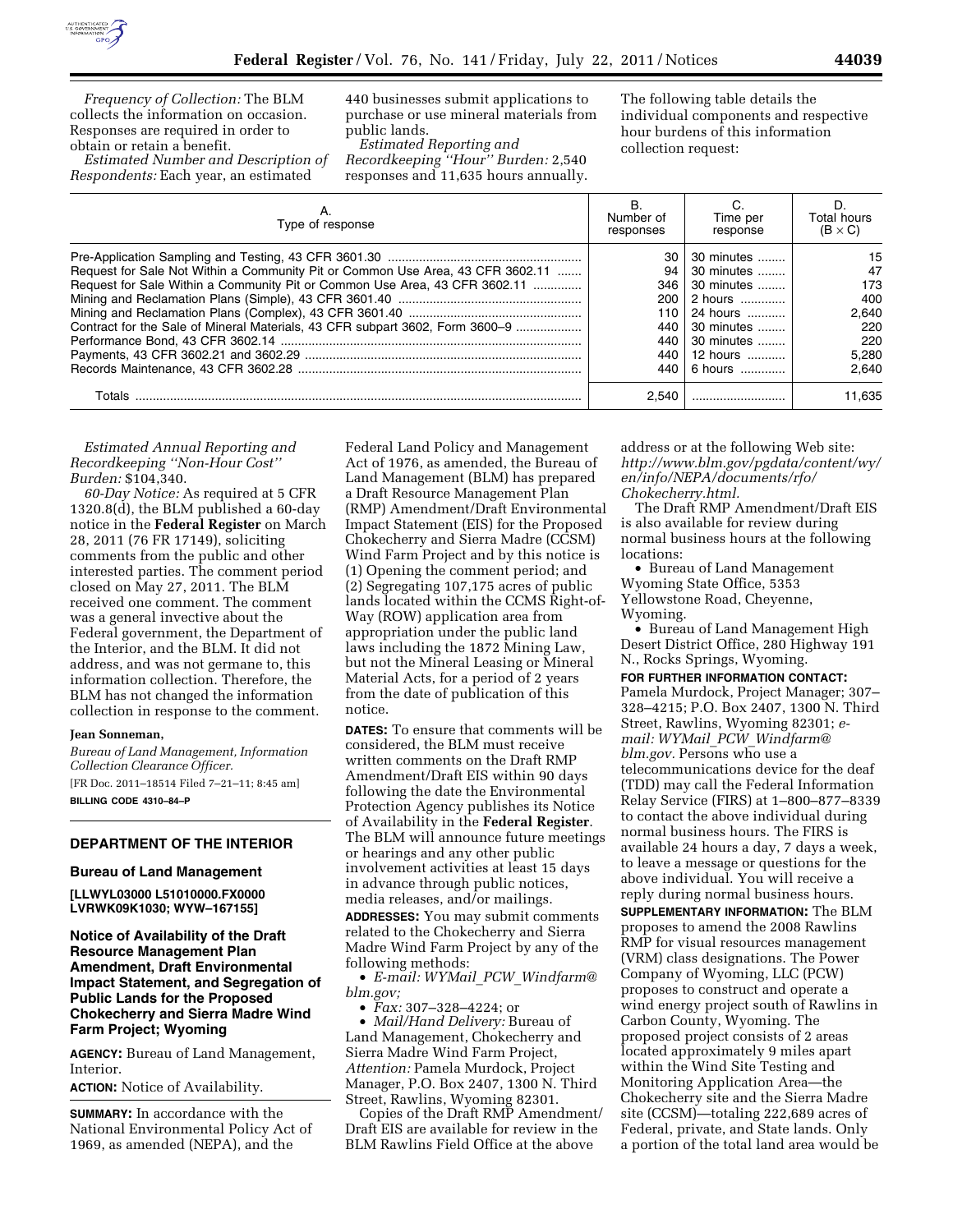*Frequency of Collection:* The BLM collects the information on occasion. Responses are required in order to obtain or retain a benefit.

*Estimated Number and Description of Respondents:* Each year, an estimated 440 businesses submit applications to purchase or use mineral materials from public lands.

*Estimated Reporting and Recordkeeping "Hour" Burden:* 2,540 responses and 11,635 hours annually.

The following table details the individual components and respective hour burdens of this information collection request:

| A. Type of response | B. Number of responses | C. Time per response | D. Total hours (B × C) |
|---|---|---|---|
| Pre-Application Sampling and Testing, 43 CFR 3601.30 | 30 | 30 minutes | 15 |
| Request for Sale Not Within a Community Pit or Common Use Area, 43 CFR 3602.11 | 94 | 30 minutes | 47 |
| Request for Sale Within a Community Pit or Common Use Area, 43 CFR 3602.11 | 346 | 30 minutes | 173 |
| Mining and Reclamation Plans (Simple), 43 CFR 3601.40 | 200 | 2 hours | 400 |
| Mining and Reclamation Plans (Complex), 43 CFR 3601.40 | 110 | 24 hours | 2,640 |
| Contract for the Sale of Mineral Materials, 43 CFR subpart 3602, Form 3600–9 | 440 | 30 minutes | 220 |
| Performance Bond, 43 CFR 3602.14 | 440 | 30 minutes | 220 |
| Payments, 43 CFR 3602.21 and 3602.29 | 440 | 12 hours | 5,280 |
| Records Maintenance, 43 CFR 3602.28 | 440 | 6 hours | 2,640 |
| Totals | 2,540 | | 11,635 |

*Estimated Annual Reporting and Recordkeeping "Non-Hour Cost" Burden:* $104,340.

*60-Day Notice:* As required at 5 CFR 1320.8(d), the BLM published a 60-day notice in the **Federal Register** on March 28, 2011 (76 FR 17149), soliciting comments from the public and other interested parties. The comment period closed on May 27, 2011. The BLM received one comment. The comment was a general invective about the Federal government, the Department of the Interior, and the BLM. It did not address, and was not germane to, this information collection. Therefore, the BLM has not changed the information collection in response to the comment.

**Jean Sonneman,**

*Bureau of Land Management, Information Collection Clearance Officer.*

[FR Doc. 2011–18514 Filed 7–21–11; 8:45 am]

**BILLING CODE 4310–84–P**

## DEPARTMENT OF THE INTERIOR

### Bureau of Land Management

**[LLWYL03000 L51010000.FX0000 LVRWK09K1030; WYW–167155]**

### Notice of Availability of the Draft Resource Management Plan Amendment, Draft Environmental Impact Statement, and Segregation of Public Lands for the Proposed Chokecherry and Sierra Madre Wind Farm Project; Wyoming

**AGENCY:** Bureau of Land Management, Interior.

**ACTION:** Notice of Availability.

**SUMMARY:** In accordance with the National Environmental Policy Act of 1969, as amended (NEPA), and the Federal Land Policy and Management Act of 1976, as amended, the Bureau of Land Management (BLM) has prepared a Draft Resource Management Plan (RMP) Amendment/Draft Environmental Impact Statement (EIS) for the Proposed Chokecherry and Sierra Madre (CCSM) Wind Farm Project and by this notice is (1) Opening the comment period; and (2) Segregating 107,175 acres of public lands located within the CCMS Right-of-Way (ROW) application area from appropriation under the public land laws including the 1872 Mining Law, but not the Mineral Leasing or Mineral Material Acts, for a period of 2 years from the date of publication of this notice.

**DATES:** To ensure that comments will be considered, the BLM must receive written comments on the Draft RMP Amendment/Draft EIS within 90 days following the date the Environmental Protection Agency publishes its Notice of Availability in the **Federal Register**. The BLM will announce future meetings or hearings and any other public involvement activities at least 15 days in advance through public notices, media releases, and/or mailings.

**ADDRESSES:** You may submit comments related to the Chokecherry and Sierra Madre Wind Farm Project by any of the following methods:

- *E-mail: WYMail_PCW_Windfarm@blm.gov;*
- *Fax:* 307–328–4224; or
- *Mail/Hand Delivery:* Bureau of Land Management, Chokecherry and Sierra Madre Wind Farm Project, *Attention:* Pamela Murdock, Project Manager, P.O. Box 2407, 1300 N. Third Street, Rawlins, Wyoming 82301.

Copies of the Draft RMP Amendment/Draft EIS are available for review in the BLM Rawlins Field Office at the above address or at the following Web site: *http://www.blm.gov/pgdata/content/wy/en/info/NEPA/documents/rfo/Chokecherry.html.*

The Draft RMP Amendment/Draft EIS is also available for review during normal business hours at the following locations:

- Bureau of Land Management Wyoming State Office, 5353 Yellowstone Road, Cheyenne, Wyoming.
- Bureau of Land Management High Desert District Office, 280 Highway 191 N., Rocks Springs, Wyoming.

**FOR FURTHER INFORMATION CONTACT:** Pamela Murdock, Project Manager; 307–328–4215; P.O. Box 2407, 1300 N. Third Street, Rawlins, Wyoming 82301; *e-mail: WYMail_PCW_Windfarm@blm.gov.* Persons who use a telecommunications device for the deaf (TDD) may call the Federal Information Relay Service (FIRS) at 1–800–877–8339 to contact the above individual during normal business hours. The FIRS is available 24 hours a day, 7 days a week, to leave a message or questions for the above individual. You will receive a reply during normal business hours.

**SUPPLEMENTARY INFORMATION:** The BLM proposes to amend the 2008 Rawlins RMP for visual resources management (VRM) class designations. The Power Company of Wyoming, LLC (PCW) proposes to construct and operate a wind energy project south of Rawlins in Carbon County, Wyoming. The proposed project consists of 2 areas located approximately 9 miles apart within the Wind Site Testing and Monitoring Application Area—the Chokecherry site and the Sierra Madre site (CCSM)—totaling 222,689 acres of Federal, private, and State lands. Only a portion of the total land area would be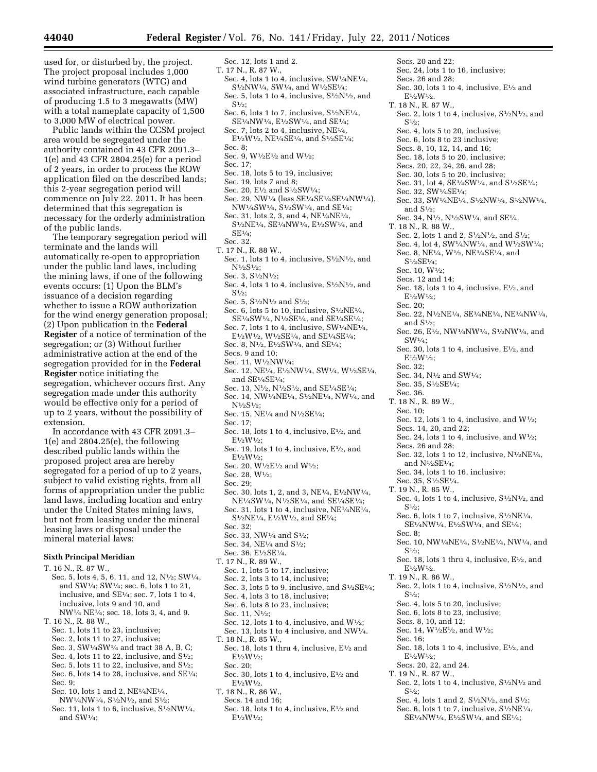used for, or disturbed by, the project. The project proposal includes 1,000 wind turbine generators (WTG) and associated infrastructure, each capable of producing 1.5 to 3 megawatts (MW) with a total nameplate capacity of 1,500 to 3,000 MW of electrical power.

Public lands within the CCSM project area would be segregated under the authority contained in 43 CFR 2091.3–1(e) and 43 CFR 2804.25(e) for a period of 2 years, in order to process the ROW application filed on the described lands; this 2-year segregation period will commence on July 22, 2011. It has been determined that this segregation is necessary for the orderly administration of the public lands.

The temporary segregation period will terminate and the lands will automatically re-open to appropriation under the public land laws, including the mining laws, if one of the following events occurs: (1) Upon the BLM's issuance of a decision regarding whether to issue a ROW authorization for the wind energy generation proposal; (2) Upon publication in the **Federal Register** of a notice of termination of the segregation; or (3) Without further administrative action at the end of the segregation provided for in the **Federal Register** notice initiating the segregation, whichever occurs first. Any segregation made under this authority would be effective only for a period of up to 2 years, without the possibility of extension.

In accordance with 43 CFR 2091.3–1(e) and 2804.25(e), the following described public lands within the proposed project area are hereby segregated for a period of up to 2 years, subject to valid existing rights, from all forms of appropriation under the public land laws, including location and entry under the United States mining laws, but not from leasing under the mineral leasing laws or disposal under the mineral material laws:

**Sixth Principal Meridian**

T. 16 N., R. 87 W.,
Sec. 5, lots 4, 5, 6, 11, and 12, N½; SW¼, and SW¼; SW¼; sec. 6, lots 1 to 21, inclusive, and SE¼; sec. 7, lots 1 to 4, inclusive, lots 9 and 10, and NW¼ NE¼; sec. 18, lots 3, 4, and 9.

T. 16 N., R. 88 W.,
Sec. 1, lots 11 to 23, inclusive;
Sec. 2, lots 11 to 27, inclusive;
Sec. 3, SW¼SW¼ and tract 38 A, B, C;
Sec. 4, lots 11 to 22, inclusive, and S½;
Sec. 5, lots 11 to 22, inclusive, and S½;
Sec. 6, lots 14 to 28, inclusive, and SE¼;
Sec. 9;
Sec. 10, lots 1 and 2, NE¼NE¼, NW¼NW¼, S½N½, and S½;
Sec. 11, lots 1 to 6, inclusive, S½NW¼, and SW¼;
Sec. 12, lots 1 and 2.

T. 17 N., R. 87 W.,
Sec. 4, lots 1 to 4, inclusive, SW¼NE¼, S½NW¼, SW¼, and W½SE¼;
Sec. 5, lots 1 to 4, inclusive, S½N½, and S½;
Sec. 6, lots 1 to 7, inclusive, S½NE¼, SE¼NW¼, E½SW¼, and SE¼;
Sec. 7, lots 2 to 4, inclusive, NE¼, E½W½, NE¼SE¼, and S½SE¼;
Sec. 8;
Sec. 9, W½E½ and W½;
Sec. 17;
Sec. 18, lots 5 to 19, inclusive;
Sec. 19, lots 7 and 8;
Sec. 20, E½ and S½SW¼;
Sec. 29, NW¼ (less SE¼SE¼SE¼NW¼), NW¼SW¼, S½SW¼, and SE¼;
Sec. 31, lots 2, 3, and 4, NE¼NE¼, S½NE¼, SE¼NW¼, E½SW¼, and SE¼;
Sec. 32.

T. 17 N., R. 88 W.,
Sec. 1, lots 1 to 4, inclusive, S½N½, and N½S½;
Sec. 3, S½N½;
Sec. 4, lots 1 to 4, inclusive, S½N½, and S½;
Sec. 5, S½N½ and S½;
Sec. 6, lots 5 to 10, inclusive, S½NE¼, SE¼SW¼, N½SE¼, and SE¼SE¼;
Sec. 7, lots 1 to 4, inclusive, SW¼NE¼, E½W½, W½SE¼, and SE¼SE¼;
Sec. 8, N½, E½SW¼, and SE¼;
Secs. 9 and 10;
Sec. 11, W½NW¼;
Sec. 12, NE¼, E½NW¼, SW¼, W½SE¼, and SE¼SE¼;
Sec. 13, N½, N½S½, and SE¼SE¼;
Sec. 14, NW¼NE¼, S½NE¼, NW¼, and N½S½;
Sec. 15, NE¼ and N½SE¼;
Sec. 17;
Sec. 18, lots 1 to 4, inclusive, E½, and E½W½;
Sec. 19, lots 1 to 4, inclusive, E½, and E½W½;
Sec. 20, W½E½ and W½;
Sec. 28, W½;
Sec. 29;
Sec. 30, lots 1, 2, and 3, NE¼, E½NW¼, NE¼SW¼, N½SE¼, and SE¼SE¼;
Sec. 31, lots 1 to 4, inclusive, NE¼NE¼, S½NE¼, E½W½, and SE¼;
Sec. 32;
Sec. 33, NW¼ and S½;
Sec. 34, NE¼ and S½;
Sec. 36, E½SE¼.

T. 17 N., R. 89 W.,
Sec. 1, lots 5 to 17, inclusive;
Sec. 2, lots 3 to 14, inclusive;
Sec. 3, lots 5 to 9, inclusive, and S½SE¼;
Sec. 4, lots 3 to 18, inclusive;
Sec. 6, lots 8 to 23, inclusive;
Sec. 11, N½;
Sec. 12, lots 1 to 4, inclusive, and W½;
Sec. 13, lots 1 to 4 inclusive, and NW¼.

T. 18 N., R. 85 W.,
Sec. 18, lots 1 thru 4, inclusive, E½ and E½W½;
Sec. 20;
Sec. 30, lots 1 to 4, inclusive, E½ and E½W½.

T. 18 N., R. 86 W.,
Secs. 14 and 16;
Sec. 18, lots 1 to 4, inclusive, E½ and E½W½;
Secs. 20 and 22;
Sec. 24, lots 1 to 16, inclusive;
Secs. 26 and 28;
Sec. 30, lots 1 to 4, inclusive, E½ and E½W½.

T. 18 N., R. 87 W.,
Sec. 2, lots 1 to 4, inclusive, S½N½, and S½;
Sec. 4, lots 5 to 20, inclusive;
Sec. 6, lots 8 to 23 inclusive;
Secs. 8, 10, 12, 14, and 16;
Sec. 18, lots 5 to 20, inclusive;
Secs. 20, 22, 24, 26, and 28;
Sec. 30, lots 5 to 20, inclusive;
Sec. 31, lot 4, SE¼SW¼, and S½SE¼;
Sec. 32, SW¼SE¼;
Sec. 33, SW¼NE¼, S½NW¼, S½NW¼, and S½;
Sec. 34, N½, N½SW¼, and SE¼.

T. 18 N., R. 88 W.,
Sec. 2, lots 1 and 2, S½N½, and S½;
Sec. 4, lot 4, SW¼NW¼, and W½SW¼;
Sec. 8, NE¼, W½, NE¼SE¼, and S½SE¼;
Sec. 10, W½;
Secs. 12 and 14;
Sec. 18, lots 1 to 4, inclusive, E½, and E½W½;
Sec. 20;
Sec. 22, N½NE¼, SE¼NE¼, NE¼NW¼, and S½;
Sec. 26, E½, NW¼NW¼, S½NW¼, and SW¼;
Sec. 30, lots 1 to 4, inclusive, E½, and E½W½;
Sec. 32;
Sec. 34, N½ and SW¼;
Sec. 35, S½SE¼;
Sec. 36.

T. 18 N., R. 89 W.,
Sec. 10;
Sec. 12, lots 1 to 4, inclusive, and W½;
Secs. 14, 20, and 22;
Sec. 24, lots 1 to 4, inclusive, and W½;
Secs. 26 and 28;
Sec. 32, lots 1 to 12, inclusive, N½NE¼, and N½SE¼;
Sec. 34, lots 1 to 16, inclusive;
Sec. 35, S½SE¼.

T. 19 N., R. 85 W.,
Sec. 4, lots 1 to 4, inclusive, S½N½, and S½;
Sec. 6, lots 1 to 7, inclusive, S½NE¼, SE¼NW¼, E½SW¼, and SE¼;
Sec. 8;
Sec. 10, NW¼NE¼, S½NE¼, NW¼, and S½;
Sec. 18, lots 1 thru 4, inclusive, E½, and E½W½.

T. 19 N., R. 86 W.,
Sec. 2, lots 1 to 4, inclusive, S½N½, and S½;
Sec. 4, lots 5 to 20, inclusive;
Sec. 6, lots 8 to 23, inclusive;
Secs. 8, 10, and 12;
Sec. 14, W½E½, and W½;
Sec. 16;
Sec. 18, lots 1 to 4, inclusive, E½, and E½W½;
Secs. 20, 22, and 24.

T. 19 N., R. 87 W.,
Sec. 2, lots 1 to 4, inclusive, S½N½ and S½;
Sec. 4, lots 1 and 2, S½N½, and S½;
Sec. 6, lots 1 to 7, inclusive, S½NE¼, SE¼NW¼, E½SW¼, and SE¼;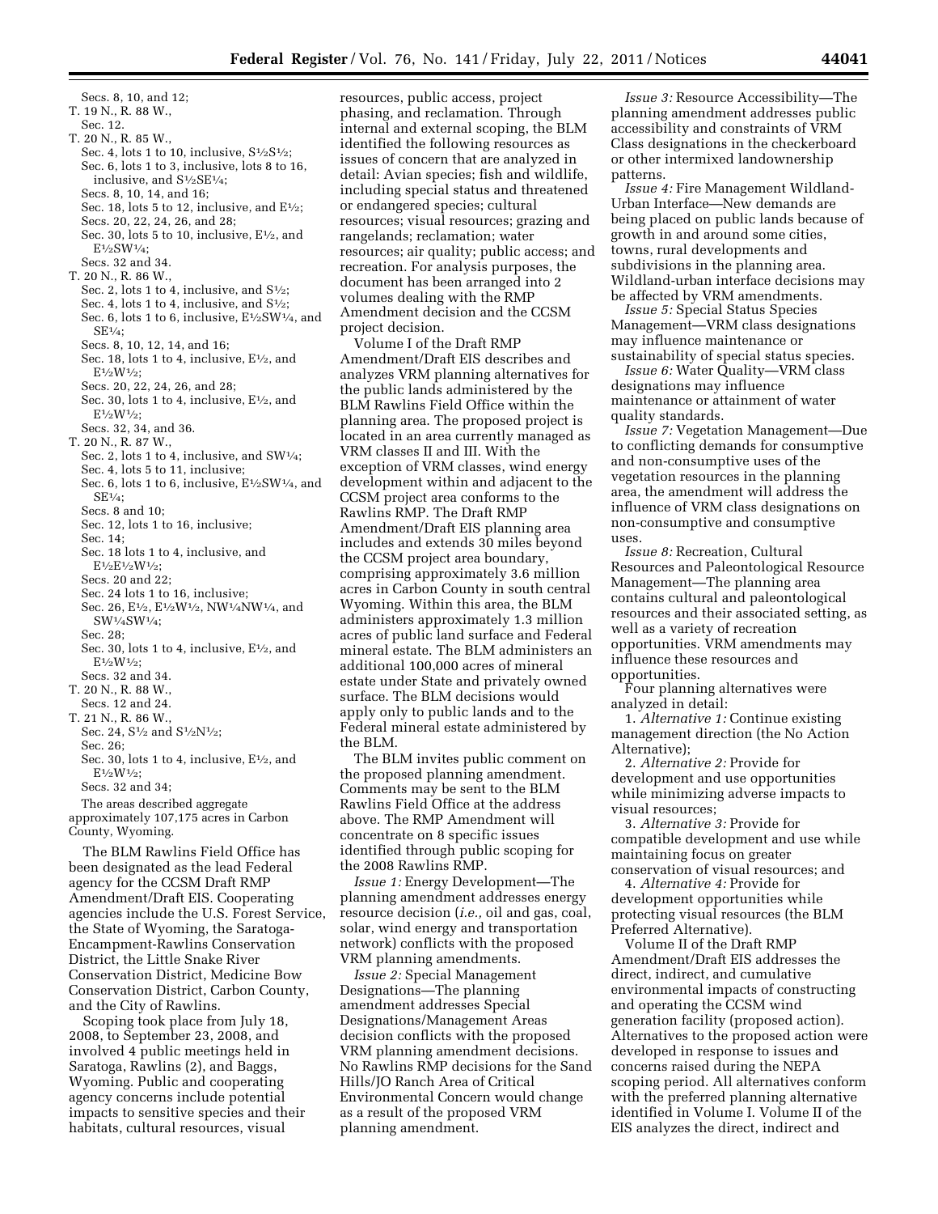Secs. 8, 10, and 12;

T. 19 N., R. 88 W.,

Sec. 12.

T. 20 N., R. 85 W.,

Sec. 4, lots 1 to 10, inclusive, S½S½;

Sec. 6, lots 1 to 3, inclusive, lots 8 to 16, inclusive, and S½SE¼;

Secs. 8, 10, 14, and 16;

Sec. 18, lots 5 to 12, inclusive, and E½;

Secs. 20, 22, 24, 26, and 28;

Sec. 30, lots 5 to 10, inclusive, E½, and E½SW¼;

Secs. 32 and 34.

T. 20 N., R. 86 W.,

Sec. 2, lots 1 to 4, inclusive, and S½;

Sec. 4, lots 1 to 4, inclusive, and S½;

Sec. 6, lots 1 to 6, inclusive, E½SW¼, and SE¼;

Secs. 8, 10, 12, 14, and 16;

Sec. 18, lots 1 to 4, inclusive, E½, and E½W½;

Secs. 20, 22, 24, 26, and 28;

Sec. 30, lots 1 to 4, inclusive, E½, and E½W½;

Secs. 32, 34, and 36.

T. 20 N., R. 87 W.,

Sec. 2, lots 1 to 4, inclusive, and SW¼;

Sec. 4, lots 5 to 11, inclusive;

Sec. 6, lots 1 to 6, inclusive, E½SW¼, and SE¼;

Secs. 8 and 10;

Sec. 12, lots 1 to 16, inclusive;

Sec. 14;

Sec. 18 lots 1 to 4, inclusive, and E½E½W½;

Secs. 20 and 22;

Sec. 24 lots 1 to 16, inclusive;

Sec. 26, E½, E½W½, NW¼NW¼, and SW¼SW¼;

Sec. 28;

Sec. 30, lots 1 to 4, inclusive, E½, and E½W½;

Secs. 32 and 34.

T. 20 N., R. 88 W.,

Secs. 12 and 24.

T. 21 N., R. 86 W.,

Sec. 24, S½ and S½N½;

Sec. 26;

Sec. 30, lots 1 to 4, inclusive, E½, and E½W½;

Secs. 32 and 34;

The areas described aggregate approximately 107,175 acres in Carbon County, Wyoming.

The BLM Rawlins Field Office has been designated as the lead Federal agency for the CCSM Draft RMP Amendment/Draft EIS. Cooperating agencies include the U.S. Forest Service, the State of Wyoming, the Saratoga-Encampment-Rawlins Conservation District, the Little Snake River Conservation District, Medicine Bow Conservation District, Carbon County, and the City of Rawlins.

Scoping took place from July 18, 2008, to September 23, 2008, and involved 4 public meetings held in Saratoga, Rawlins (2), and Baggs, Wyoming. Public and cooperating agency concerns include potential impacts to sensitive species and their habitats, cultural resources, visual resources, public access, project phasing, and reclamation. Through internal and external scoping, the BLM identified the following resources as issues of concern that are analyzed in detail: Avian species; fish and wildlife, including special status and threatened or endangered species; cultural resources; visual resources; grazing and rangelands; reclamation; water resources; air quality; public access; and recreation. For analysis purposes, the document has been arranged into 2 volumes dealing with the RMP Amendment decision and the CCSM project decision.

Volume I of the Draft RMP Amendment/Draft EIS describes and analyzes VRM planning alternatives for the public lands administered by the BLM Rawlins Field Office within the planning area. The proposed project is located in an area currently managed as VRM classes II and III. With the exception of VRM classes, wind energy development within and adjacent to the CCSM project area conforms to the Rawlins RMP. The Draft RMP Amendment/Draft EIS planning area includes and extends 30 miles beyond the CCSM project area boundary, comprising approximately 3.6 million acres in Carbon County in south central Wyoming. Within this area, the BLM administers approximately 1.3 million acres of public land surface and Federal mineral estate. The BLM administers an additional 100,000 acres of mineral estate under State and privately owned surface. The BLM decisions would apply only to public lands and to the Federal mineral estate administered by the BLM.

The BLM invites public comment on the proposed planning amendment. Comments may be sent to the BLM Rawlins Field Office at the address above. The RMP Amendment will concentrate on 8 specific issues identified through public scoping for the 2008 Rawlins RMP.

*Issue 1:* Energy Development—The planning amendment addresses energy resource decision (*i.e.,* oil and gas, coal, solar, wind energy and transportation network) conflicts with the proposed VRM planning amendments.

*Issue 2:* Special Management Designations—The planning amendment addresses Special Designations/Management Areas decision conflicts with the proposed VRM planning amendment decisions. No Rawlins RMP decisions for the Sand Hills/JO Ranch Area of Critical Environmental Concern would change as a result of the proposed VRM planning amendment.

*Issue 3:* Resource Accessibility—The planning amendment addresses public accessibility and constraints of VRM Class designations in the checkerboard or other intermixed landownership patterns.

*Issue 4:* Fire Management Wildland-Urban Interface—New demands are being placed on public lands because of growth in and around some cities, towns, rural developments and subdivisions in the planning area. Wildland-urban interface decisions may be affected by VRM amendments.

*Issue 5:* Special Status Species Management—VRM class designations may influence maintenance or sustainability of special status species.

*Issue 6:* Water Quality—VRM class designations may influence maintenance or attainment of water quality standards.

*Issue 7:* Vegetation Management—Due to conflicting demands for consumptive and non-consumptive uses of the vegetation resources in the planning area, the amendment will address the influence of VRM class designations on non-consumptive and consumptive uses.

*Issue 8:* Recreation, Cultural Resources and Paleontological Resource Management—The planning area contains cultural and paleontological resources and their associated setting, as well as a variety of recreation opportunities. VRM amendments may influence these resources and opportunities.

Four planning alternatives were analyzed in detail:

1. *Alternative 1:* Continue existing management direction (the No Action Alternative);
2. *Alternative 2:* Provide for development and use opportunities while minimizing adverse impacts to visual resources;
3. *Alternative 3:* Provide for compatible development and use while maintaining focus on greater conservation of visual resources; and
4. *Alternative 4:* Provide for development opportunities while protecting visual resources (the BLM Preferred Alternative).

Volume II of the Draft RMP Amendment/Draft EIS addresses the direct, indirect, and cumulative environmental impacts of constructing and operating the CCSM wind generation facility (proposed action). Alternatives to the proposed action were developed in response to issues and concerns raised during the NEPA scoping period. All alternatives conform with the preferred planning alternative identified in Volume I. Volume II of the EIS analyzes the direct, indirect and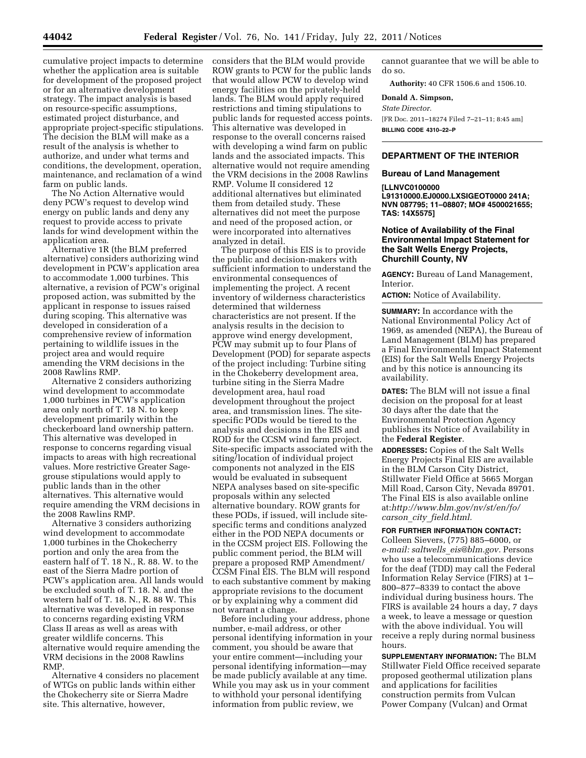cumulative project impacts to determine whether the application area is suitable for development of the proposed project or for an alternative development strategy. The impact analysis is based on resource-specific assumptions, estimated project disturbance, and appropriate project-specific stipulations. The decision the BLM will make as a result of the analysis is whether to authorize, and under what terms and conditions, the development, operation, maintenance, and reclamation of a wind farm on public lands.

The No Action Alternative would deny PCW's request to develop wind energy on public lands and deny any request to provide access to private lands for wind development within the application area.

Alternative 1R (the BLM preferred alternative) considers authorizing wind development in PCW's application area to accommodate 1,000 turbines. This alternative, a revision of PCW's original proposed action, was submitted by the applicant in response to issues raised during scoping. This alternative was developed in consideration of a comprehensive review of information pertaining to wildlife issues in the project area and would require amending the VRM decisions in the 2008 Rawlins RMP.

Alternative 2 considers authorizing wind development to accommodate 1,000 turbines in PCW's application area only north of T. 18 N. to keep development primarily within the checkerboard land ownership pattern. This alternative was developed in response to concerns regarding visual impacts to areas with high recreational values. More restrictive Greater Sage-grouse stipulations would apply to public lands than in the other alternatives. This alternative would require amending the VRM decisions in the 2008 Rawlins RMP.

Alternative 3 considers authorizing wind development to accommodate 1,000 turbines in the Chokecherry portion and only the area from the eastern half of T. 18 N., R. 88. W. to the east of the Sierra Madre portion of PCW's application area. All lands would be excluded south of T. 18. N. and the western half of T. 18. N., R. 88 W. This alternative was developed in response to concerns regarding existing VRM Class II areas as well as areas with greater wildlife concerns. This alternative would require amending the VRM decisions in the 2008 Rawlins RMP.

Alternative 4 considers no placement of WTGs on public lands within either the Chokecherry site or Sierra Madre site. This alternative, however, considers that the BLM would provide ROW grants to PCW for the public lands that would allow PCW to develop wind energy facilities on the privately-held lands. The BLM would apply required restrictions and timing stipulations to public lands for requested access points. This alternative was developed in response to the overall concerns raised with developing a wind farm on public lands and the associated impacts. This alternative would not require amending the VRM decisions in the 2008 Rawlins RMP. Volume II considered 12 additional alternatives but eliminated them from detailed study. These alternatives did not meet the purpose and need of the proposed action, or were incorporated into alternatives analyzed in detail.

The purpose of this EIS is to provide the public and decision-makers with sufficient information to understand the environmental consequences of implementing the project. A recent inventory of wilderness characteristics determined that wilderness characteristics are not present. If the analysis results in the decision to approve wind energy development, PCW may submit up to four Plans of Development (POD) for separate aspects of the project including: Turbine siting in the Chokeberry development area, turbine siting in the Sierra Madre development area, haul road development throughout the project area, and transmission lines. The site-specific PODs would be tiered to the analysis and decisions in the EIS and ROD for the CCSM wind farm project. Site-specific impacts associated with the siting/location of individual project components not analyzed in the EIS would be evaluated in subsequent NEPA analyses based on site-specific proposals within any selected alternative boundary. ROW grants for these PODs, if issued, will include site-specific terms and conditions analyzed either in the POD NEPA documents or in the CCSM project EIS. Following the public comment period, the BLM will prepare a proposed RMP Amendment/CCSM Final EIS. The BLM will respond to each substantive comment by making appropriate revisions to the document or by explaining why a comment did not warrant a change.

Before including your address, phone number, e-mail address, or other personal identifying information in your comment, you should be aware that your entire comment—including your personal identifying information—may be made publicly available at any time. While you may ask us in your comment to withhold your personal identifying information from public review, we cannot guarantee that we will be able to do so.

**Authority:** 40 CFR 1506.6 and 1506.10.

**Donald A. Simpson,**

*State Director.*

[FR Doc. 2011–18274 Filed 7–21–11; 8:45 am]

**BILLING CODE 4310–22–P**

## DEPARTMENT OF THE INTERIOR

### Bureau of Land Management

**[LLNVC0100000 L91310000.EJ0000.LXSIGEOT0000 241A; NVN 087795; 11–08807; MO# 4500021655; TAS: 14X5575]**

### Notice of Availability of the Final Environmental Impact Statement for the Salt Wells Energy Projects, Churchill County, NV

**AGENCY:** Bureau of Land Management, Interior.

**ACTION:** Notice of Availability.

**SUMMARY:** In accordance with the National Environmental Policy Act of 1969, as amended (NEPA), the Bureau of Land Management (BLM) has prepared a Final Environmental Impact Statement (EIS) for the Salt Wells Energy Projects and by this notice is announcing its availability.

**DATES:** The BLM will not issue a final decision on the proposal for at least 30 days after the date that the Environmental Protection Agency publishes its Notice of Availability in the **Federal Register**.

**ADDRESSES:** Copies of the Salt Wells Energy Projects Final EIS are available in the BLM Carson City District, Stillwater Field Office at 5665 Morgan Mill Road, Carson City, Nevada 89701. The Final EIS is also available online at:*http://www.blm.gov/nv/st/en/fo/carson_city_field.html.*

**FOR FURTHER INFORMATION CONTACT:** Colleen Sievers, (775) 885–6000, or *e-mail: saltwells_eis@blm.gov.* Persons who use a telecommunications device for the deaf (TDD) may call the Federal Information Relay Service (FIRS) at 1–800–877–8339 to contact the above individual during business hours. The FIRS is available 24 hours a day, 7 days a week, to leave a message or question with the above individual. You will receive a reply during normal business hours.

**SUPPLEMENTARY INFORMATION:** The BLM Stillwater Field Office received separate proposed geothermal utilization plans and applications for facilities construction permits from Vulcan Power Company (Vulcan) and Ormat